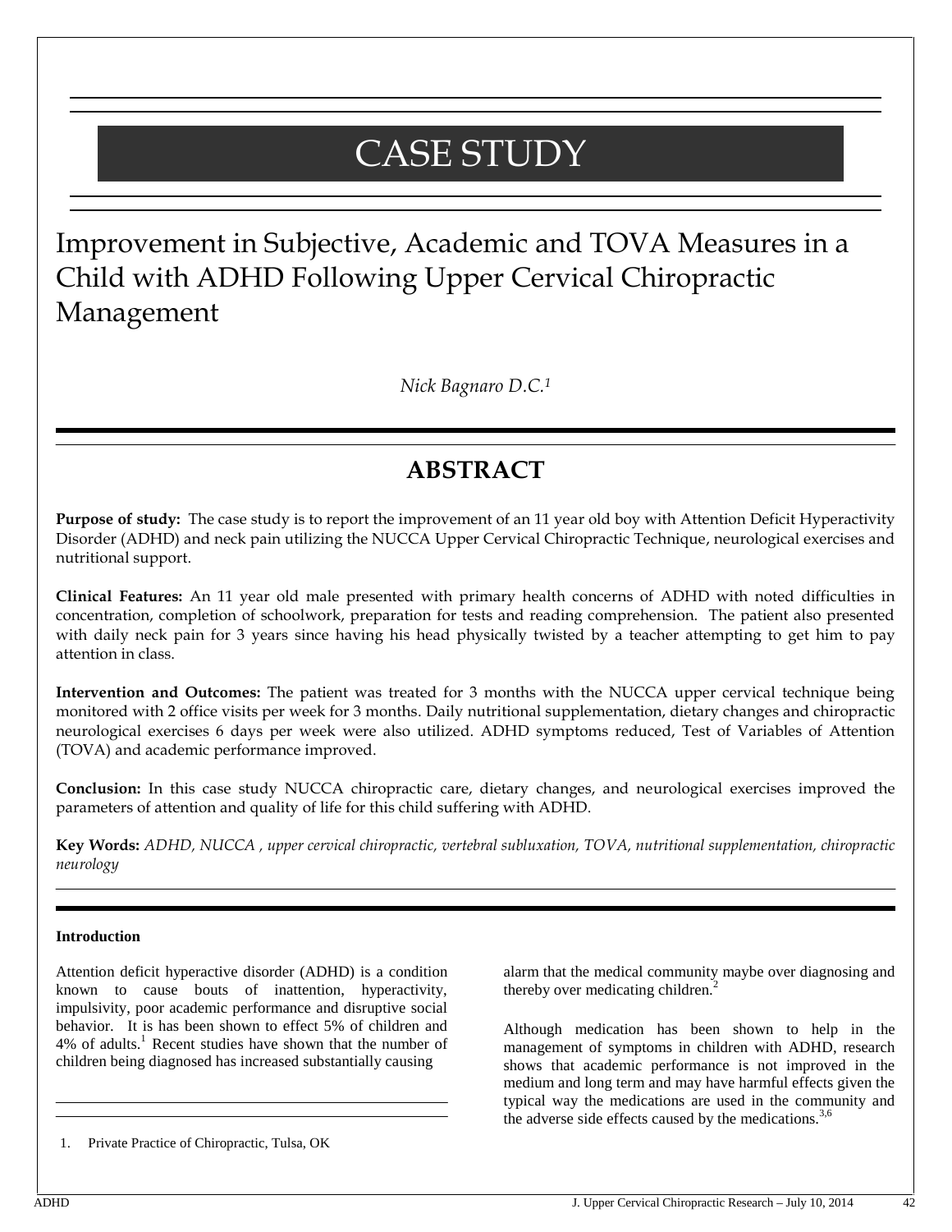# CASE STUDY

## Improvement in Subjective, Academic and TOVA Measures in a Child with ADHD Following Upper Cervical Chiropractic Management

*Nick Bagnaro D.C.[1]*

## ABSTRACT

**Purpose of study:** The case study is to report the improvement of an 11 year old boy with Attention Deficit Hyperactivity Disorder (ADHD) and neck pain utilizing the NUCCA Upper Cervical Chiropractic Technique, neurological exercises and nutritional support.

**Clinical Features:** An 11 year old male presented with primary health concerns of ADHD with noted difficulties in concentration, completion of schoolwork, preparation for tests and reading comprehension. The patient also presented with daily neck pain for 3 years since having his head physically twisted by a teacher attempting to get him to pay attention in class.

**Intervention and Outcomes:** The patient was treated for 3 months with the NUCCA upper cervical technique being monitored with 2 office visits per week for 3 months. Daily nutritional supplementation, dietary changes and chiropractic neurological exercises 6 days per week were also utilized. ADHD symptoms reduced, Test of Variables of Attention (TOVA) and academic performance improved.

**Conclusion:** In this case study NUCCA chiropractic care, dietary changes, and neurological exercises improved the parameters of attention and quality of life for this child suffering with ADHD.

**Key Words:** *ADHD, NUCCA , upper cervical chiropractic, vertebral subluxation, TOVA, nutritional supplementation, chiropractic neurology*

### Introduction

Attention deficit hyperactive disorder (ADHD) is a condition known to cause bouts of inattention, hyperactivity, impulsivity, poor academic performance and disruptive social behavior. It is has been shown to effect 5% of children and 4% of adults.[1] Recent studies have shown that the number of children being diagnosed has increased substantially causing alarm that the medical community maybe over diagnosing and thereby over medicating children.[2]

Although medication has been shown to help in the management of symptoms in children with ADHD, research shows that academic performance is not improved in the medium and long term and may have harmful effects given the typical way the medications are used in the community and the adverse side effects caused by the medications.[3,6]

1. Private Practice of Chiropractic, Tulsa, OK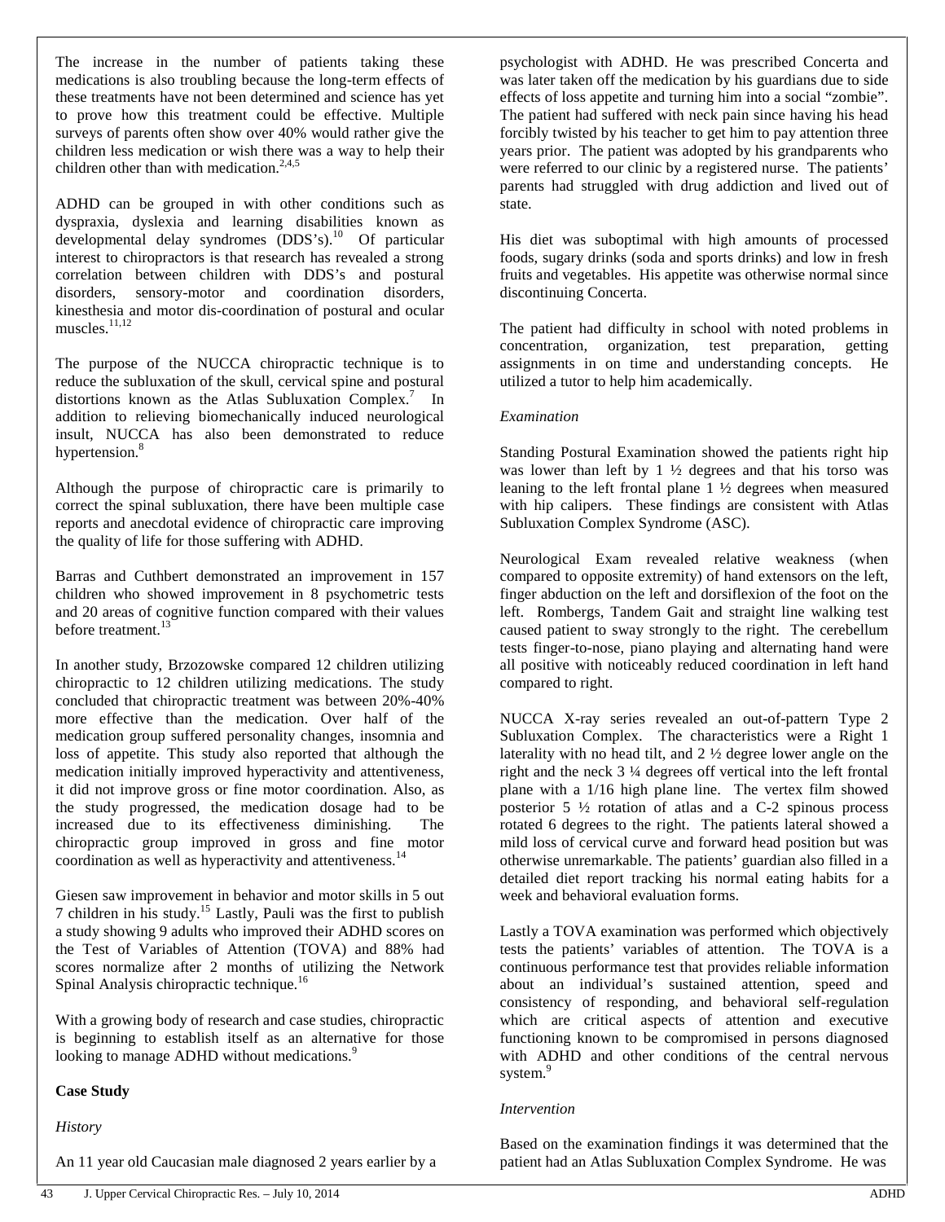The increase in the number of patients taking these medications is also troubling because the long-term effects of these treatments have not been determined and science has yet to prove how this treatment could be effective. Multiple surveys of parents often show over 40% would rather give the children less medication or wish there was a way to help their children other than with medication.[2,4,5]

ADHD can be grouped in with other conditions such as dyspraxia, dyslexia and learning disabilities known as developmental delay syndromes (DDS's).[10] Of particular interest to chiropractors is that research has revealed a strong correlation between children with DDS's and postural disorders, sensory-motor and coordination disorders, kinesthesia and motor dis-coordination of postural and ocular muscles.[11,12]

The purpose of the NUCCA chiropractic technique is to reduce the subluxation of the skull, cervical spine and postural distortions known as the Atlas Subluxation Complex.[7] In addition to relieving biomechanically induced neurological insult, NUCCA has also been demonstrated to reduce hypertension.[8]

Although the purpose of chiropractic care is primarily to correct the spinal subluxation, there have been multiple case reports and anecdotal evidence of chiropractic care improving the quality of life for those suffering with ADHD.

Barras and Cuthbert demonstrated an improvement in 157 children who showed improvement in 8 psychometric tests and 20 areas of cognitive function compared with their values before treatment.[13]

In another study, Brzozowske compared 12 children utilizing chiropractic to 12 children utilizing medications. The study concluded that chiropractic treatment was between 20%-40% more effective than the medication. Over half of the medication group suffered personality changes, insomnia and loss of appetite. This study also reported that although the medication initially improved hyperactivity and attentiveness, it did not improve gross or fine motor coordination. Also, as the study progressed, the medication dosage had to be increased due to its effectiveness diminishing. The chiropractic group improved in gross and fine motor coordination as well as hyperactivity and attentiveness.[14]

Giesen saw improvement in behavior and motor skills in 5 out 7 children in his study.[15] Lastly, Pauli was the first to publish a study showing 9 adults who improved their ADHD scores on the Test of Variables of Attention (TOVA) and 88% had scores normalize after 2 months of utilizing the Network Spinal Analysis chiropractic technique.[16]

With a growing body of research and case studies, chiropractic is beginning to establish itself as an alternative for those looking to manage ADHD without medications.[9]

## Case Study

*History*

An 11 year old Caucasian male diagnosed 2 years earlier by a psychologist with ADHD. He was prescribed Concerta and was later taken off the medication by his guardians due to side effects of loss appetite and turning him into a social "zombie". The patient had suffered with neck pain since having his head forcibly twisted by his teacher to get him to pay attention three years prior. The patient was adopted by his grandparents who were referred to our clinic by a registered nurse. The patients' parents had struggled with drug addiction and lived out of state.

His diet was suboptimal with high amounts of processed foods, sugary drinks (soda and sports drinks) and low in fresh fruits and vegetables. His appetite was otherwise normal since discontinuing Concerta.

The patient had difficulty in school with noted problems in concentration, organization, test preparation, getting assignments in on time and understanding concepts. He utilized a tutor to help him academically.

*Examination*

Standing Postural Examination showed the patients right hip was lower than left by 1 ½ degrees and that his torso was leaning to the left frontal plane 1 ½ degrees when measured with hip calipers. These findings are consistent with Atlas Subluxation Complex Syndrome (ASC).

Neurological Exam revealed relative weakness (when compared to opposite extremity) of hand extensors on the left, finger abduction on the left and dorsiflexion of the foot on the left. Rombergs, Tandem Gait and straight line walking test caused patient to sway strongly to the right. The cerebellum tests finger-to-nose, piano playing and alternating hand were all positive with noticeably reduced coordination in left hand compared to right.

NUCCA X-ray series revealed an out-of-pattern Type 2 Subluxation Complex. The characteristics were a Right 1 laterality with no head tilt, and 2 ½ degree lower angle on the right and the neck 3 ¼ degrees off vertical into the left frontal plane with a 1/16 high plane line. The vertex film showed posterior 5 ½ rotation of atlas and a C-2 spinous process rotated 6 degrees to the right. The patients lateral showed a mild loss of cervical curve and forward head position but was otherwise unremarkable. The patients' guardian also filled in a detailed diet report tracking his normal eating habits for a week and behavioral evaluation forms.

Lastly a TOVA examination was performed which objectively tests the patients' variables of attention. The TOVA is a continuous performance test that provides reliable information about an individual's sustained attention, speed and consistency of responding, and behavioral self-regulation which are critical aspects of attention and executive functioning known to be compromised in persons diagnosed with ADHD and other conditions of the central nervous system.[9]

*Intervention*

Based on the examination findings it was determined that the patient had an Atlas Subluxation Complex Syndrome. He was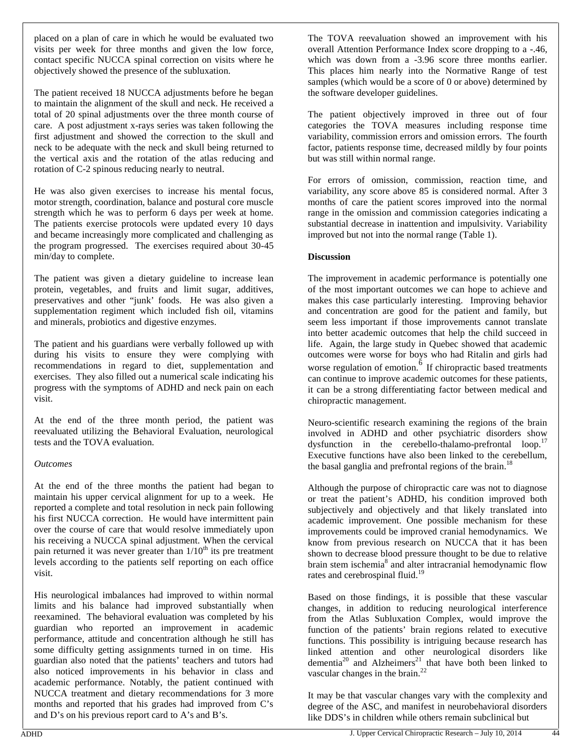placed on a plan of care in which he would be evaluated two visits per week for three months and given the low force, contact specific NUCCA spinal correction on visits where he objectively showed the presence of the subluxation.

The patient received 18 NUCCA adjustments before he began to maintain the alignment of the skull and neck. He received a total of 20 spinal adjustments over the three month course of care. A post adjustment x-rays series was taken following the first adjustment and showed the correction to the skull and neck to be adequate with the neck and skull being returned to the vertical axis and the rotation of the atlas reducing and rotation of C-2 spinous reducing nearly to neutral.

He was also given exercises to increase his mental focus, motor strength, coordination, balance and postural core muscle strength which he was to perform 6 days per week at home. The patients exercise protocols were updated every 10 days and became increasingly more complicated and challenging as the program progressed. The exercises required about 30-45 min/day to complete.

The patient was given a dietary guideline to increase lean protein, vegetables, and fruits and limit sugar, additives, preservatives and other "junk' foods. He was also given a supplementation regiment which included fish oil, vitamins and minerals, probiotics and digestive enzymes.

The patient and his guardians were verbally followed up with during his visits to ensure they were complying with recommendations in regard to diet, supplementation and exercises. They also filled out a numerical scale indicating his progress with the symptoms of ADHD and neck pain on each visit.

At the end of the three month period, the patient was reevaluated utilizing the Behavioral Evaluation, neurological tests and the TOVA evaluation.

*Outcomes*

At the end of the three months the patient had began to maintain his upper cervical alignment for up to a week. He reported a complete and total resolution in neck pain following his first NUCCA correction. He would have intermittent pain over the course of care that would resolve immediately upon his receiving a NUCCA spinal adjustment. When the cervical pain returned it was never greater than 1/10th its pre treatment levels according to the patients self reporting on each office visit.

His neurological imbalances had improved to within normal limits and his balance had improved substantially when reexamined. The behavioral evaluation was completed by his guardian who reported an improvement in academic performance, attitude and concentration although he still has some difficulty getting assignments turned in on time. His guardian also noted that the patients' teachers and tutors had also noticed improvements in his behavior in class and academic performance. Notably, the patient continued with NUCCA treatment and dietary recommendations for 3 more months and reported that his grades had improved from C's and D's on his previous report card to A's and B's.

The TOVA reevaluation showed an improvement with his overall Attention Performance Index score dropping to a -.46, which was down from a -3.96 score three months earlier. This places him nearly into the Normative Range of test samples (which would be a score of 0 or above) determined by the software developer guidelines.

The patient objectively improved in three out of four categories the TOVA measures including response time variability, commission errors and omission errors. The fourth factor, patients response time, decreased mildly by four points but was still within normal range.

For errors of omission, commission, reaction time, and variability, any score above 85 is considered normal. After 3 months of care the patient scores improved into the normal range in the omission and commission categories indicating a substantial decrease in inattention and impulsivity. Variability improved but not into the normal range (Table 1).

**Discussion**

The improvement in academic performance is potentially one of the most important outcomes we can hope to achieve and makes this case particularly interesting. Improving behavior and concentration are good for the patient and family, but seem less important if those improvements cannot translate into better academic outcomes that help the child succeed in life. Again, the large study in Quebec showed that academic outcomes were worse for boys who had Ritalin and girls had worse regulation of emotion.[6] If chiropractic based treatments can continue to improve academic outcomes for these patients, it can be a strong differentiating factor between medical and chiropractic management.

Neuro-scientific research examining the regions of the brain involved in ADHD and other psychiatric disorders show dysfunction in the cerebello-thalamo-prefrontal loop.[17] Executive functions have also been linked to the cerebellum, the basal ganglia and prefrontal regions of the brain.[18]

Although the purpose of chiropractic care was not to diagnose or treat the patient's ADHD, his condition improved both subjectively and objectively and that likely translated into academic improvement. One possible mechanism for these improvements could be improved cranial hemodynamics. We know from previous research on NUCCA that it has been shown to decrease blood pressure thought to be due to relative brain stem ischemia[8] and alter intracranial hemodynamic flow rates and cerebrospinal fluid.[19]

Based on those findings, it is possible that these vascular changes, in addition to reducing neurological interference from the Atlas Subluxation Complex, would improve the function of the patients' brain regions related to executive functions. This possibility is intriguing because research has linked attention and other neurological disorders like dementia[20] and Alzheimers[21] that have both been linked to vascular changes in the brain.[22]

It may be that vascular changes vary with the complexity and degree of the ASC, and manifest in neurobehavioral disorders like DDS's in children while others remain subclinical but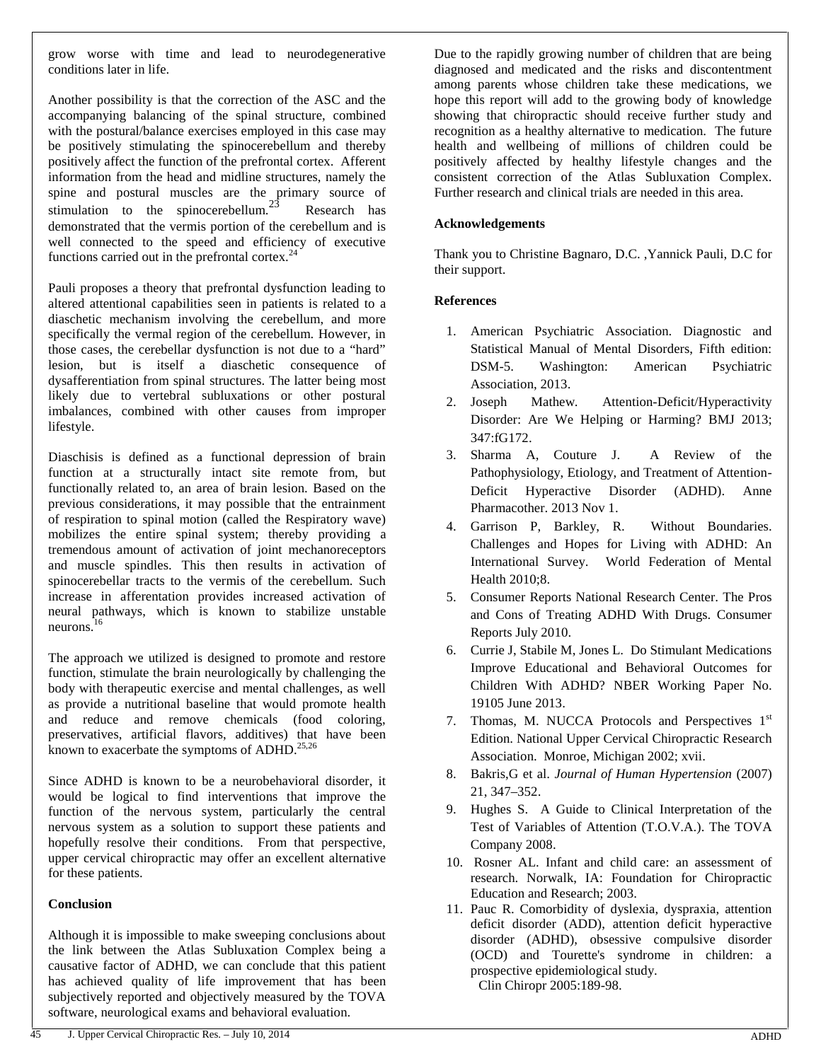grow worse with time and lead to neurodegenerative conditions later in life.

Another possibility is that the correction of the ASC and the accompanying balancing of the spinal structure, combined with the postural/balance exercises employed in this case may be positively stimulating the spinocerebellum and thereby positively affect the function of the prefrontal cortex. Afferent information from the head and midline structures, namely the spine and postural muscles are the primary source of stimulation to the spinocerebellum.[23] Research has demonstrated that the vermis portion of the cerebellum and is well connected to the speed and efficiency of executive functions carried out in the prefrontal cortex.[24]

Pauli proposes a theory that prefrontal dysfunction leading to altered attentional capabilities seen in patients is related to a diaschetic mechanism involving the cerebellum, and more specifically the vermal region of the cerebellum. However, in those cases, the cerebellar dysfunction is not due to a "hard" lesion, but is itself a diaschetic consequence of dysafferentiation from spinal structures. The latter being most likely due to vertebral subluxations or other postural imbalances, combined with other causes from improper lifestyle.

Diaschisis is defined as a functional depression of brain function at a structurally intact site remote from, but functionally related to, an area of brain lesion. Based on the previous considerations, it may possible that the entrainment of respiration to spinal motion (called the Respiratory wave) mobilizes the entire spinal system; thereby providing a tremendous amount of activation of joint mechanoreceptors and muscle spindles. This then results in activation of spinocerebellar tracts to the vermis of the cerebellum. Such increase in afferentation provides increased activation of neural pathways, which is known to stabilize unstable neurons.[16]

The approach we utilized is designed to promote and restore function, stimulate the brain neurologically by challenging the body with therapeutic exercise and mental challenges, as well as provide a nutritional baseline that would promote health and reduce and remove chemicals (food coloring, preservatives, artificial flavors, additives) that have been known to exacerbate the symptoms of ADHD.[25,26]

Since ADHD is known to be a neurobehavioral disorder, it would be logical to find interventions that improve the function of the nervous system, particularly the central nervous system as a solution to support these patients and hopefully resolve their conditions. From that perspective, upper cervical chiropractic may offer an excellent alternative for these patients.

**Conclusion**

Although it is impossible to make sweeping conclusions about the link between the Atlas Subluxation Complex being a causative factor of ADHD, we can conclude that this patient has achieved quality of life improvement that has been subjectively reported and objectively measured by the TOVA software, neurological exams and behavioral evaluation.

Due to the rapidly growing number of children that are being diagnosed and medicated and the risks and discontentment among parents whose children take these medications, we hope this report will add to the growing body of knowledge showing that chiropractic should receive further study and recognition as a healthy alternative to medication. The future health and wellbeing of millions of children could be positively affected by healthy lifestyle changes and the consistent correction of the Atlas Subluxation Complex. Further research and clinical trials are needed in this area.

**Acknowledgements**

Thank you to Christine Bagnaro, D.C. ,Yannick Pauli, D.C for their support.

**References**

1. American Psychiatric Association. Diagnostic and Statistical Manual of Mental Disorders, Fifth edition: DSM-5. Washington: American Psychiatric Association, 2013.
2. Joseph Mathew. Attention-Deficit/Hyperactivity Disorder: Are We Helping or Harming? BMJ 2013; 347:fG172.
3. Sharma A, Couture J. A Review of the Pathophysiology, Etiology, and Treatment of Attention-Deficit Hyperactive Disorder (ADHD). Anne Pharmacother. 2013 Nov 1.
4. Garrison P, Barkley, R. Without Boundaries. Challenges and Hopes for Living with ADHD: An International Survey. World Federation of Mental Health 2010;8.
5. Consumer Reports National Research Center. The Pros and Cons of Treating ADHD With Drugs. Consumer Reports July 2010.
6. Currie J, Stabile M, Jones L. Do Stimulant Medications Improve Educational and Behavioral Outcomes for Children With ADHD? NBER Working Paper No. 19105 June 2013.
7. Thomas, M. NUCCA Protocols and Perspectives 1st Edition. National Upper Cervical Chiropractic Research Association. Monroe, Michigan 2002; xvii.
8. Bakris,G et al. *Journal of Human Hypertension* (2007) 21, 347–352.
9. Hughes S. A Guide to Clinical Interpretation of the Test of Variables of Attention (T.O.V.A.). The TOVA Company 2008.
10. Rosner AL. Infant and child care: an assessment of research. Norwalk, IA: Foundation for Chiropractic Education and Research; 2003.
11. Pauc R. Comorbidity of dyslexia, dyspraxia, attention deficit disorder (ADD), attention deficit hyperactive disorder (ADHD), obsessive compulsive disorder (OCD) and Tourette's syndrome in children: a prospective epidemiological study. Clin Chiropr 2005:189-98.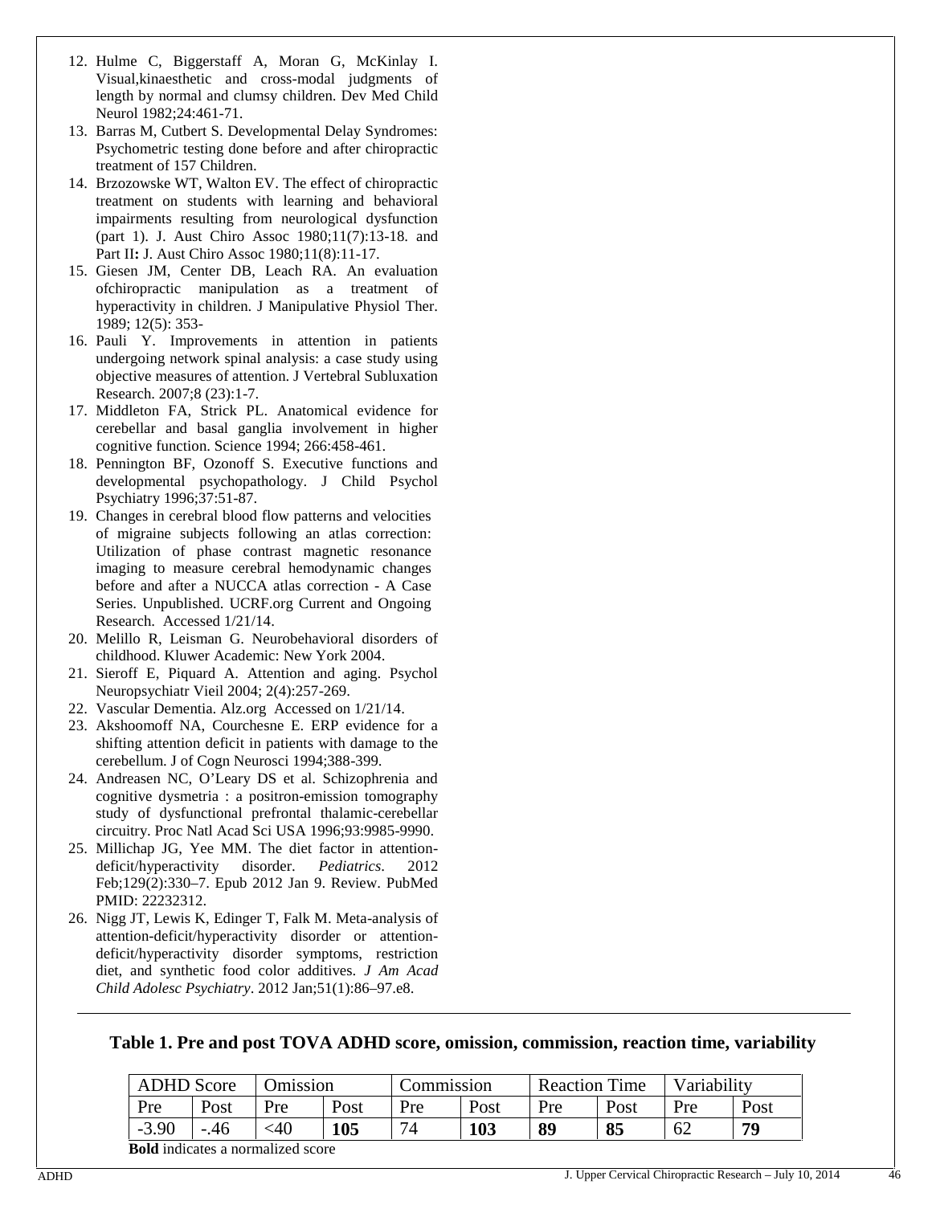12. Hulme C, Biggerstaff A, Moran G, McKinlay I. Visual,kinaesthetic and cross-modal judgments of length by normal and clumsy children. Dev Med Child Neurol 1982;24:461-71.
13. Barras M, Cutbert S. Developmental Delay Syndromes: Psychometric testing done before and after chiropractic treatment of 157 Children.
14. Brzozowske WT, Walton EV. The effect of chiropractic treatment on students with learning and behavioral impairments resulting from neurological dysfunction (part 1). J. Aust Chiro Assoc 1980;11(7):13-18. and Part II**:** J. Aust Chiro Assoc 1980;11(8):11-17.
15. Giesen JM, Center DB, Leach RA. An evaluation ofchiropractic manipulation as a treatment of hyperactivity in children. J Manipulative Physiol Ther. 1989; 12(5): 353-
16. Pauli Y. Improvements in attention in patients undergoing network spinal analysis: a case study using objective measures of attention. J Vertebral Subluxation Research. 2007;8 (23):1-7.
17. Middleton FA, Strick PL. Anatomical evidence for cerebellar and basal ganglia involvement in higher cognitive function. Science 1994; 266:458-461.
18. Pennington BF, Ozonoff S. Executive functions and developmental psychopathology. J Child Psychol Psychiatry 1996;37:51-87.
19. Changes in cerebral blood flow patterns and velocities of migraine subjects following an atlas correction: Utilization of phase contrast magnetic resonance imaging to measure cerebral hemodynamic changes before and after a NUCCA atlas correction - A Case Series. Unpublished. UCRF.org Current and Ongoing Research. Accessed 1/21/14.
20. Melillo R, Leisman G. Neurobehavioral disorders of childhood. Kluwer Academic: New York 2004.
21. Sieroff E, Piquard A. Attention and aging. Psychol Neuropsychiatr Vieil 2004; 2(4):257-269.
22. Vascular Dementia. Alz.org Accessed on 1/21/14.
23. Akshoomoff NA, Courchesne E. ERP evidence for a shifting attention deficit in patients with damage to the cerebellum. J of Cogn Neurosci 1994;388-399.
24. Andreasen NC, O'Leary DS et al. Schizophrenia and cognitive dysmetria : a positron-emission tomography study of dysfunctional prefrontal thalamic-cerebellar circuitry. Proc Natl Acad Sci USA 1996;93:9985-9990.
25. Millichap JG, Yee MM. The diet factor in attention-deficit/hyperactivity disorder. *Pediatrics*. 2012 Feb;129(2):330–7. Epub 2012 Jan 9. Review. PubMed PMID: 22232312.
26. Nigg JT, Lewis K, Edinger T, Falk M. Meta-analysis of attention-deficit/hyperactivity disorder or attention-deficit/hyperactivity disorder symptoms, restriction diet, and synthetic food color additives. *J Am Acad Child Adolesc Psychiatry*. 2012 Jan;51(1):86–97.e8.

**Table 1. Pre and post TOVA ADHD score, omission, commission, reaction time, variability**

| ADHD Score | | Omission | | Commission | | Reaction Time | | Variability | |
|---|---|---|---|---|---|---|---|---|---|
| Pre | Post | Pre | Post | Pre | Post | Pre | Post | Pre | Post |
| -3.90 | -.46 | <40 | **105** | 74 | **103** | **89** | **85** | 62 | **79** |

**Bold** indicates a normalized score